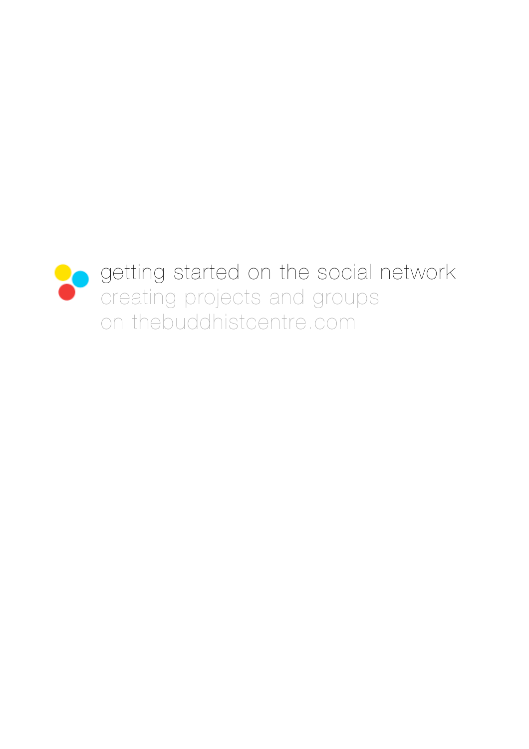# getting started on the social network

## creating projects and groups on thebuddhistcentre.com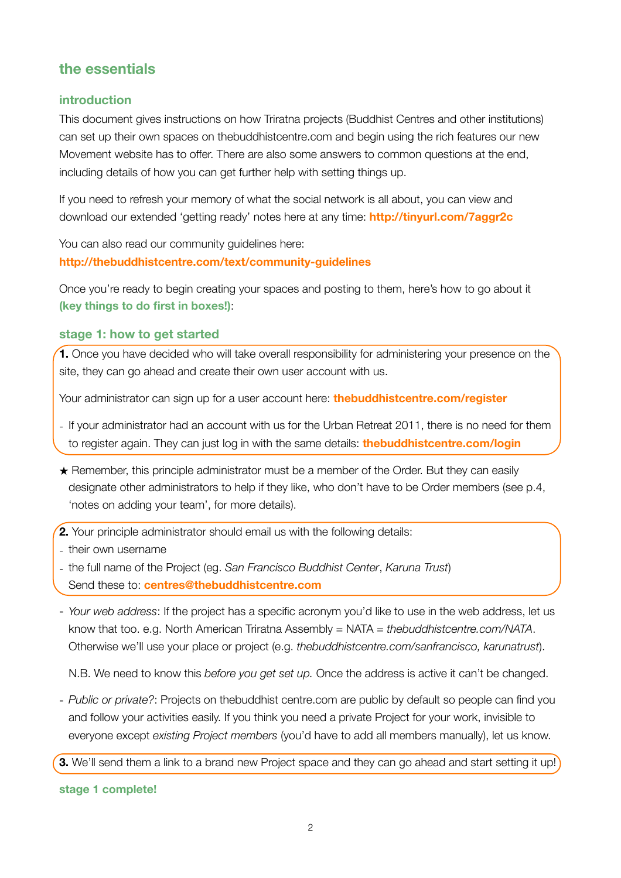## the essentials

### introduction

This document gives instructions on how Triratna projects (Buddhist Centres and other institutions) can set up their own spaces on thebuddhistcentre.com and begin using the rich features our new Movement website has to offer. There are also some answers to common questions at the end, including details of how you can get further help with setting things up.

If you need to refresh your memory of what the social network is all about, you can view and download our extended 'getting ready' notes here at any time: **http://tinyurl.com/7aggr2c**

You can also read our community guidelines here:
**http://thebuddhistcentre.com/text/community-guidelines**

Once you're ready to begin creating your spaces and posting to them, here's how to go about it **(key things to do first in boxes!)**:

### stage 1: how to get started

**1.** Once you have decided who will take overall responsibility for administering your presence on the site, they can go ahead and create their own user account with us.

Your administrator can sign up for a user account here: **thebuddhistcentre.com/register**

- If your administrator had an account with us for the Urban Retreat 2011, there is no need for them to register again. They can just log in with the same details: **thebuddhistcentre.com/login**

★ Remember, this principle administrator must be a member of the Order. But they can easily designate other administrators to help if they like, who don't have to be Order members (see p.4, 'notes on adding your team', for more details).

**2.** Your principle administrator should email us with the following details:
- their own username
- the full name of the Project (eg. *San Francisco Buddhist Center*, *Karuna Trust*)
  Send these to: **centres@thebuddhistcentre.com**

- *Your web address*: If the project has a specific acronym you'd like to use in the web address, let us know that too. e.g. North American Triratna Assembly = NATA = *thebuddhistcentre.com/NATA*. Otherwise we'll use your place or project (e.g. *thebuddhistcentre.com/sanfrancisco, karunatrust*).

  N.B. We need to know this *before you get set up.* Once the address is active it can't be changed.

- *Public or private?*: Projects on thebuddhist centre.com are public by default so people can find you and follow your activities easily. If you think you need a private Project for your work, invisible to everyone except *existing Project members* (you'd have to add all members manually), let us know.

**3.** We'll send them a link to a brand new Project space and they can go ahead and start setting it up!

**stage 1 complete!**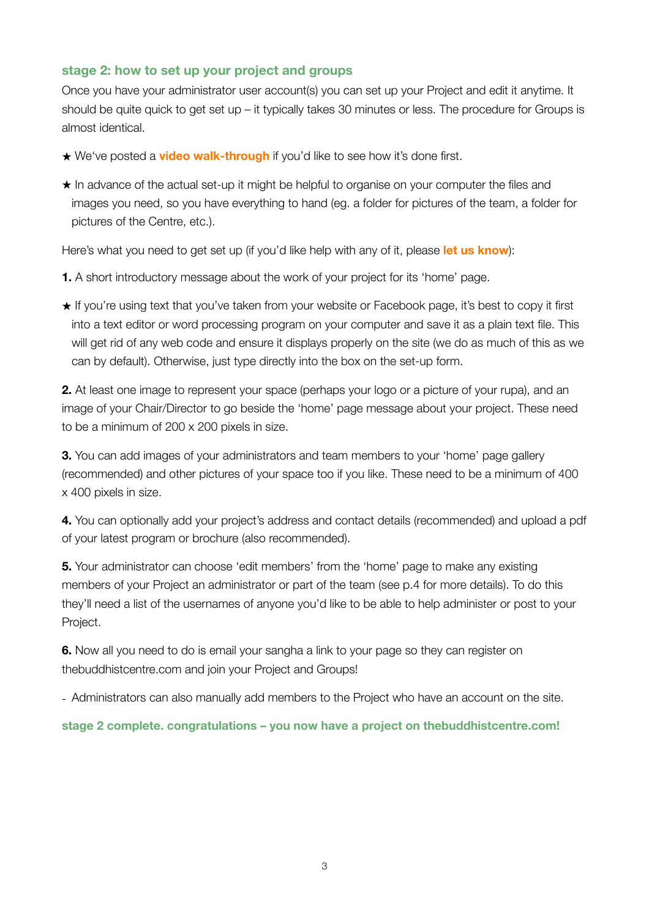## stage 2: how to set up your project and groups

Once you have your administrator user account(s) you can set up your Project and edit it anytime. It should be quite quick to get set up – it typically takes 30 minutes or less. The procedure for Groups is almost identical.

★ We've posted a **video walk-through** if you'd like to see how it's done first.

★ In advance of the actual set-up it might be helpful to organise on your computer the files and images you need, so you have everything to hand (eg. a folder for pictures of the team, a folder for pictures of the Centre, etc.).

Here's what you need to get set up (if you'd like help with any of it, please **let us know**):

**1.** A short introductory message about the work of your project for its 'home' page.

★ If you're using text that you've taken from your website or Facebook page, it's best to copy it first into a text editor or word processing program on your computer and save it as a plain text file. This will get rid of any web code and ensure it displays properly on the site (we do as much of this as we can by default). Otherwise, just type directly into the box on the set-up form.

**2.** At least one image to represent your space (perhaps your logo or a picture of your rupa), and an image of your Chair/Director to go beside the 'home' page message about your project. These need to be a minimum of 200 x 200 pixels in size.

**3.** You can add images of your administrators and team members to your 'home' page gallery (recommended) and other pictures of your space too if you like. These need to be a minimum of 400 x 400 pixels in size.

**4.** You can optionally add your project's address and contact details (recommended) and upload a pdf of your latest program or brochure (also recommended).

**5.** Your administrator can choose 'edit members' from the 'home' page to make any existing members of your Project an administrator or part of the team (see p.4 for more details). To do this they'll need a list of the usernames of anyone you'd like to be able to help administer or post to your Project.

**6.** Now all you need to do is email your sangha a link to your page so they can register on thebuddhistcentre.com and join your Project and Groups!

- Administrators can also manually add members to the Project who have an account on the site.

**stage 2 complete. congratulations – you now have a project on thebuddhistcentre.com!**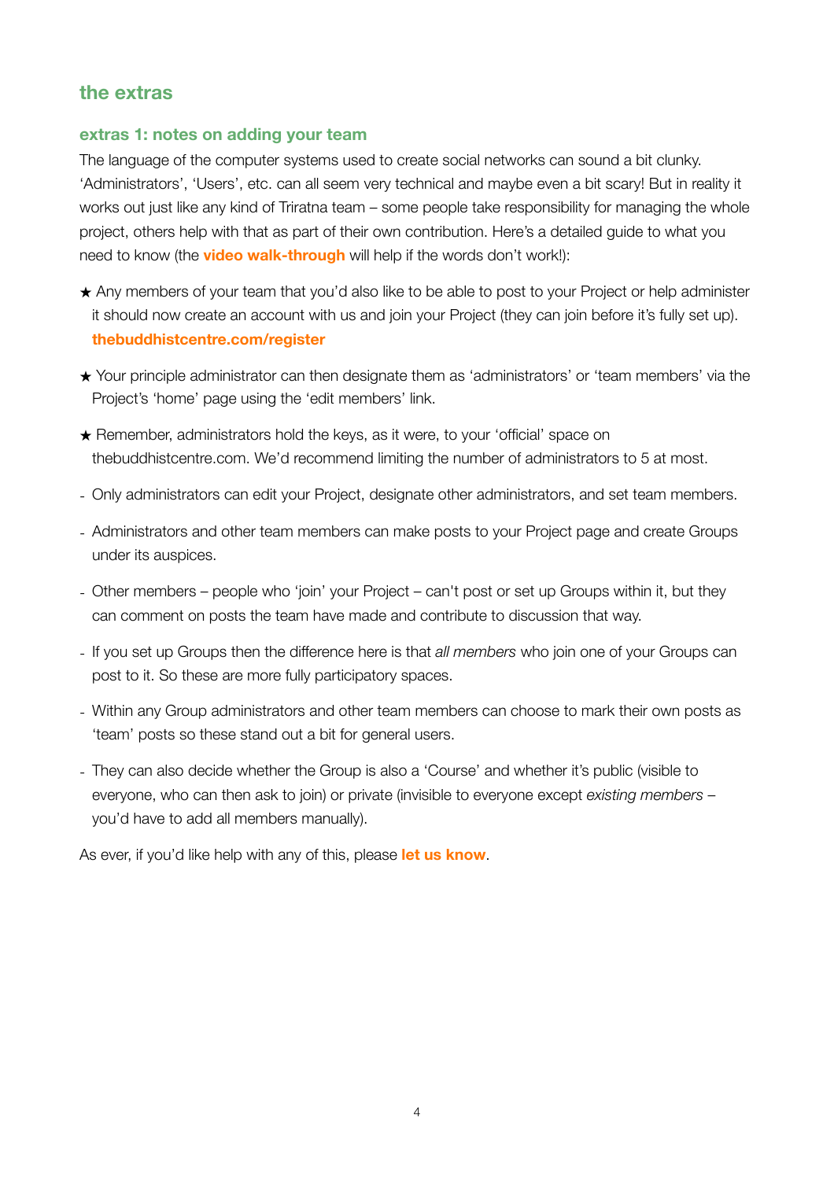## the extras

### extras 1: notes on adding your team

The language of the computer systems used to create social networks can sound a bit clunky. 'Administrators', 'Users', etc. can all seem very technical and maybe even a bit scary! But in reality it works out just like any kind of Triratna team – some people take responsibility for managing the whole project, others help with that as part of their own contribution. Here's a detailed guide to what you need to know (the **video walk-through** will help if the words don't work!):

★ Any members of your team that you'd also like to be able to post to your Project or help administer it should now create an account with us and join your Project (they can join before it's fully set up). **thebuddhistcentre.com/register**

★ Your principle administrator can then designate them as 'administrators' or 'team members' via the Project's 'home' page using the 'edit members' link.

★ Remember, administrators hold the keys, as it were, to your 'official' space on thebuddhistcentre.com. We'd recommend limiting the number of administrators to 5 at most.

- Only administrators can edit your Project, designate other administrators, and set team members.
- Administrators and other team members can make posts to your Project page and create Groups under its auspices.
- Other members – people who 'join' your Project – can't post or set up Groups within it, but they can comment on posts the team have made and contribute to discussion that way.
- If you set up Groups then the difference here is that *all members* who join one of your Groups can post to it. So these are more fully participatory spaces.
- Within any Group administrators and other team members can choose to mark their own posts as 'team' posts so these stand out a bit for general users.
- They can also decide whether the Group is also a 'Course' and whether it's public (visible to everyone, who can then ask to join) or private (invisible to everyone except *existing members* – you'd have to add all members manually).

As ever, if you'd like help with any of this, please **let us know**.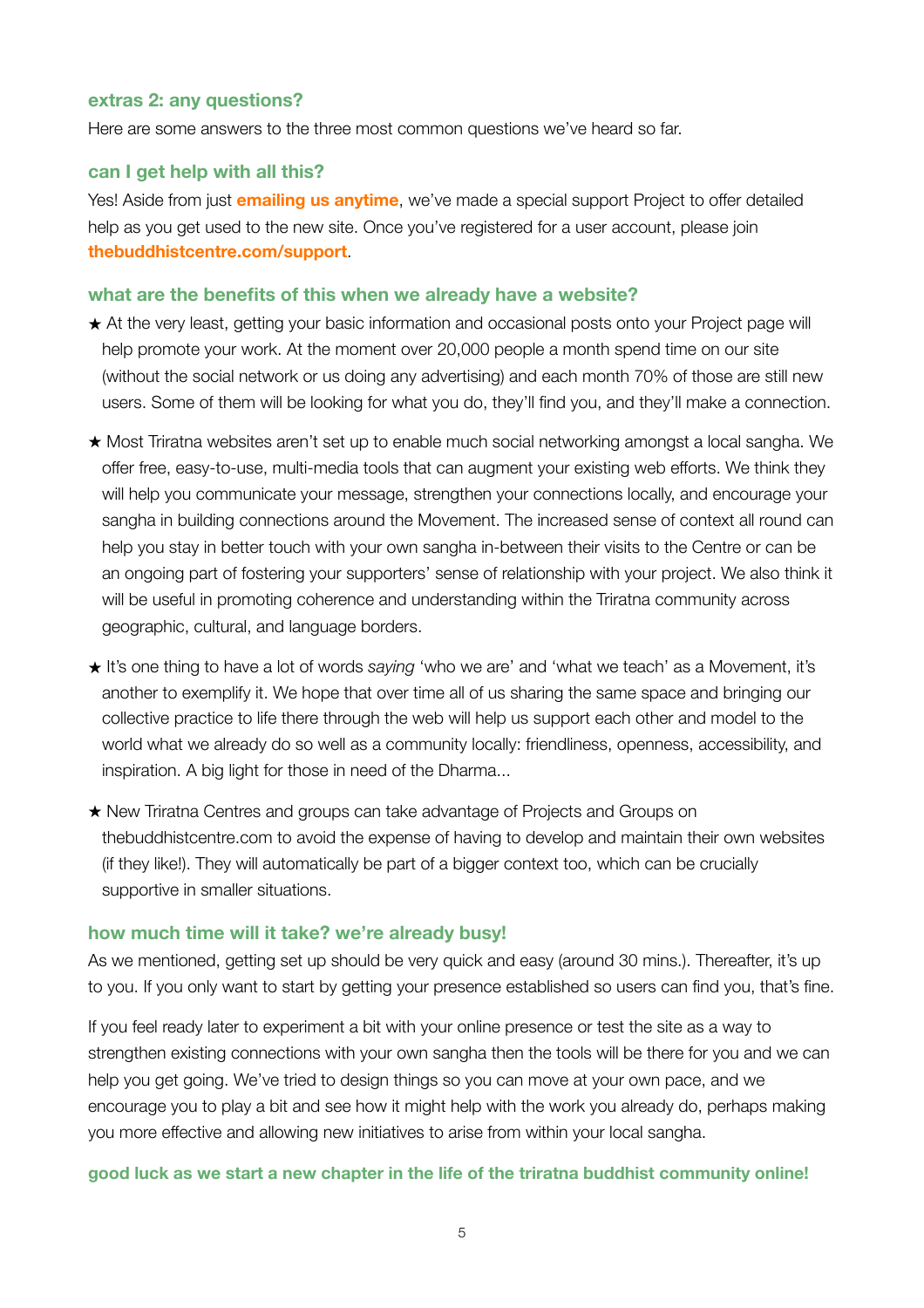## extras 2: any questions?

Here are some answers to the three most common questions we've heard so far.

### can I get help with all this?

Yes! Aside from just **emailing us anytime**, we've made a special support Project to offer detailed help as you get used to the new site. Once you've registered for a user account, please join **thebuddhistcentre.com/support**.

### what are the benefits of this when we already have a website?

★ At the very least, getting your basic information and occasional posts onto your Project page will help promote your work. At the moment over 20,000 people a month spend time on our site (without the social network or us doing any advertising) and each month 70% of those are still new users. Some of them will be looking for what you do, they'll find you, and they'll make a connection.

★ Most Triratna websites aren't set up to enable much social networking amongst a local sangha. We offer free, easy-to-use, multi-media tools that can augment your existing web efforts. We think they will help you communicate your message, strengthen your connections locally, and encourage your sangha in building connections around the Movement. The increased sense of context all round can help you stay in better touch with your own sangha in-between their visits to the Centre or can be an ongoing part of fostering your supporters' sense of relationship with your project. We also think it will be useful in promoting coherence and understanding within the Triratna community across geographic, cultural, and language borders.

★ It's one thing to have a lot of words *saying* 'who we are' and 'what we teach' as a Movement, it's another to exemplify it. We hope that over time all of us sharing the same space and bringing our collective practice to life there through the web will help us support each other and model to the world what we already do so well as a community locally: friendliness, openness, accessibility, and inspiration. A big light for those in need of the Dharma...

★ New Triratna Centres and groups can take advantage of Projects and Groups on thebuddhistcentre.com to avoid the expense of having to develop and maintain their own websites (if they like!). They will automatically be part of a bigger context too, which can be crucially supportive in smaller situations.

### how much time will it take? we're already busy!

As we mentioned, getting set up should be very quick and easy (around 30 mins.). Thereafter, it's up to you. If you only want to start by getting your presence established so users can find you, that's fine.

If you feel ready later to experiment a bit with your online presence or test the site as a way to strengthen existing connections with your own sangha then the tools will be there for you and we can help you get going. We've tried to design things so you can move at your own pace, and we encourage you to play a bit and see how it might help with the work you already do, perhaps making you more effective and allowing new initiatives to arise from within your local sangha.

**good luck as we start a new chapter in the life of the triratna buddhist community online!**